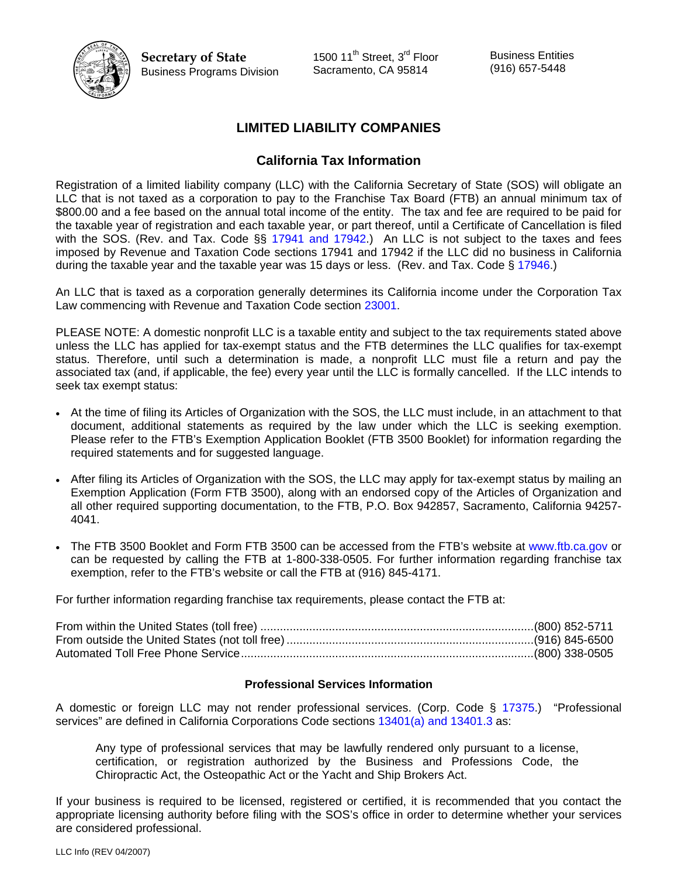**Secretary of State**
Business Programs Division

1500 11th Street, 3rd Floor
Sacramento, CA 95814

Business Entities
(916) 657-5448

# LIMITED LIABILITY COMPANIES

## California Tax Information

Registration of a limited liability company (LLC) with the California Secretary of State (SOS) will obligate an LLC that is not taxed as a corporation to pay to the Franchise Tax Board (FTB) an annual minimum tax of $800.00 and a fee based on the annual total income of the entity. The tax and fee are required to be paid for the taxable year of registration and each taxable year, or part thereof, until a Certificate of Cancellation is filed with the SOS. (Rev. and Tax. Code §§ 17941 and 17942.) An LLC is not subject to the taxes and fees imposed by Revenue and Taxation Code sections 17941 and 17942 if the LLC did no business in California during the taxable year and the taxable year was 15 days or less. (Rev. and Tax. Code § 17946.)

An LLC that is taxed as a corporation generally determines its California income under the Corporation Tax Law commencing with Revenue and Taxation Code section 23001.

PLEASE NOTE: A domestic nonprofit LLC is a taxable entity and subject to the tax requirements stated above unless the LLC has applied for tax-exempt status and the FTB determines the LLC qualifies for tax-exempt status. Therefore, until such a determination is made, a nonprofit LLC must file a return and pay the associated tax (and, if applicable, the fee) every year until the LLC is formally cancelled. If the LLC intends to seek tax exempt status:

- At the time of filing its Articles of Organization with the SOS, the LLC must include, in an attachment to that document, additional statements as required by the law under which the LLC is seeking exemption. Please refer to the FTB's Exemption Application Booklet (FTB 3500 Booklet) for information regarding the required statements and for suggested language.
- After filing its Articles of Organization with the SOS, the LLC may apply for tax-exempt status by mailing an Exemption Application (Form FTB 3500), along with an endorsed copy of the Articles of Organization and all other required supporting documentation, to the FTB, P.O. Box 942857, Sacramento, California 94257-4041.
- The FTB 3500 Booklet and Form FTB 3500 can be accessed from the FTB's website at www.ftb.ca.gov or can be requested by calling the FTB at 1-800-338-0505. For further information regarding franchise tax exemption, refer to the FTB's website or call the FTB at (916) 845-4171.

For further information regarding franchise tax requirements, please contact the FTB at:

From within the United States (toll free) ....................(800) 852-5711
From outside the United States (not toll free) ....................(916) 845-6500
Automated Toll Free Phone Service ....................(800) 338-0505

### Professional Services Information

A domestic or foreign LLC may not render professional services. (Corp. Code § 17375.) "Professional services" are defined in California Corporations Code sections 13401(a) and 13401.3 as:

> Any type of professional services that may be lawfully rendered only pursuant to a license, certification, or registration authorized by the Business and Professions Code, the Chiropractic Act, the Osteopathic Act or the Yacht and Ship Brokers Act.

If your business is required to be licensed, registered or certified, it is recommended that you contact the appropriate licensing authority before filing with the SOS's office in order to determine whether your services are considered professional.

LLC Info (REV 04/2007)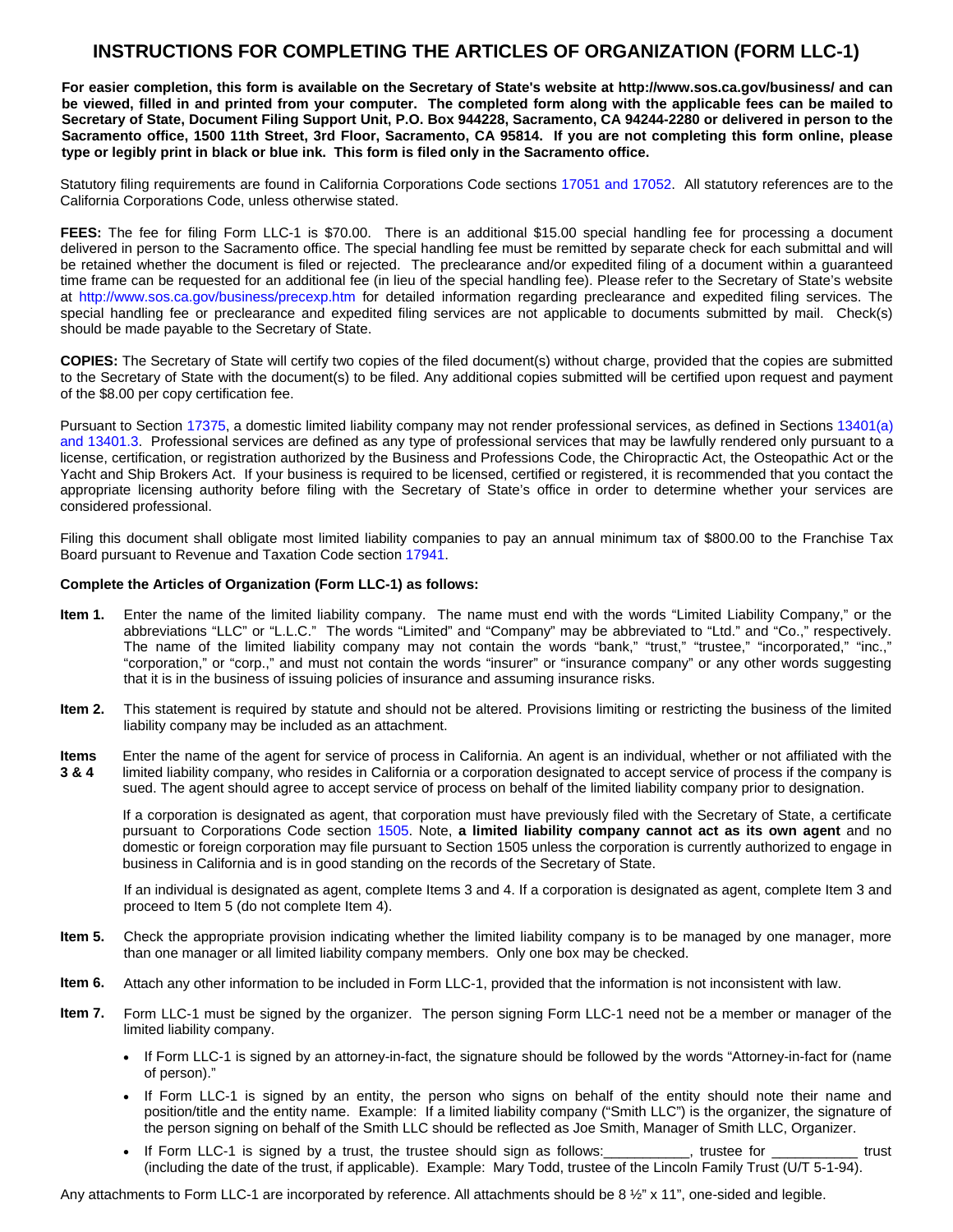# INSTRUCTIONS FOR COMPLETING THE ARTICLES OF ORGANIZATION (FORM LLC-1)

**For easier completion, this form is available on the Secretary of State's website at http://www.sos.ca.gov/business/ and can be viewed, filled in and printed from your computer. The completed form along with the applicable fees can be mailed to Secretary of State, Document Filing Support Unit, P.O. Box 944228, Sacramento, CA 94244-2280 or delivered in person to the Sacramento office, 1500 11th Street, 3rd Floor, Sacramento, CA 95814. If you are not completing this form online, please type or legibly print in black or blue ink. This form is filed only in the Sacramento office.**

Statutory filing requirements are found in California Corporations Code sections 17051 and 17052. All statutory references are to the California Corporations Code, unless otherwise stated.

**FEES:** The fee for filing Form LLC-1 is $70.00. There is an additional $15.00 special handling fee for processing a document delivered in person to the Sacramento office. The special handling fee must be remitted by separate check for each submittal and will be retained whether the document is filed or rejected. The preclearance and/or expedited filing of a document within a guaranteed time frame can be requested for an additional fee (in lieu of the special handling fee). Please refer to the Secretary of State's website at http://www.sos.ca.gov/business/precexp.htm for detailed information regarding preclearance and expedited filing services. The special handling fee or preclearance and expedited filing services are not applicable to documents submitted by mail. Check(s) should be made payable to the Secretary of State.

**COPIES:** The Secretary of State will certify two copies of the filed document(s) without charge, provided that the copies are submitted to the Secretary of State with the document(s) to be filed. Any additional copies submitted will be certified upon request and payment of the $8.00 per copy certification fee.

Pursuant to Section 17375, a domestic limited liability company may not render professional services, as defined in Sections 13401(a) and 13401.3. Professional services are defined as any type of professional services that may be lawfully rendered only pursuant to a license, certification, or registration authorized by the Business and Professions Code, the Chiropractic Act, the Osteopathic Act or the Yacht and Ship Brokers Act. If your business is required to be licensed, certified or registered, it is recommended that you contact the appropriate licensing authority before filing with the Secretary of State's office in order to determine whether your services are considered professional.

Filing this document shall obligate most limited liability companies to pay an annual minimum tax of $800.00 to the Franchise Tax Board pursuant to Revenue and Taxation Code section 17941.

**Complete the Articles of Organization (Form LLC-1) as follows:**

**Item 1.** Enter the name of the limited liability company. The name must end with the words "Limited Liability Company," or the abbreviations "LLC" or "L.L.C." The words "Limited" and "Company" may be abbreviated to "Ltd." and "Co.," respectively. The name of the limited liability company may not contain the words "bank," "trust," "trustee," "incorporated," "inc.," "corporation," or "corp.," and must not contain the words "insurer" or "insurance company" or any other words suggesting that it is in the business of issuing policies of insurance and assuming insurance risks.

**Item 2.** This statement is required by statute and should not be altered. Provisions limiting or restricting the business of the limited liability company may be included as an attachment.

**Items 3 & 4** Enter the name of the agent for service of process in California. An agent is an individual, whether or not affiliated with the limited liability company, who resides in California or a corporation designated to accept service of process if the company is sued. The agent should agree to accept service of process on behalf of the limited liability company prior to designation.

If a corporation is designated as agent, that corporation must have previously filed with the Secretary of State, a certificate pursuant to Corporations Code section 1505. Note, **a limited liability company cannot act as its own agent** and no domestic or foreign corporation may file pursuant to Section 1505 unless the corporation is currently authorized to engage in business in California and is in good standing on the records of the Secretary of State.

If an individual is designated as agent, complete Items 3 and 4. If a corporation is designated as agent, complete Item 3 and proceed to Item 5 (do not complete Item 4).

**Item 5.** Check the appropriate provision indicating whether the limited liability company is to be managed by one manager, more than one manager or all limited liability company members. Only one box may be checked.

**Item 6.** Attach any other information to be included in Form LLC-1, provided that the information is not inconsistent with law.

**Item 7.** Form LLC-1 must be signed by the organizer. The person signing Form LLC-1 need not be a member or manager of the limited liability company.

- If Form LLC-1 is signed by an attorney-in-fact, the signature should be followed by the words "Attorney-in-fact for (name of person)."
- If Form LLC-1 is signed by an entity, the person who signs on behalf of the entity should note their name and position/title and the entity name. Example: If a limited liability company ("Smith LLC") is the organizer, the signature of the person signing on behalf of the Smith LLC should be reflected as Joe Smith, Manager of Smith LLC, Organizer.
- If Form LLC-1 is signed by a trust, the trustee should sign as follows:___________, trustee for ___________ trust (including the date of the trust, if applicable). Example: Mary Todd, trustee of the Lincoln Family Trust (U/T 5-1-94).

Any attachments to Form LLC-1 are incorporated by reference. All attachments should be 8 ½" x 11", one-sided and legible.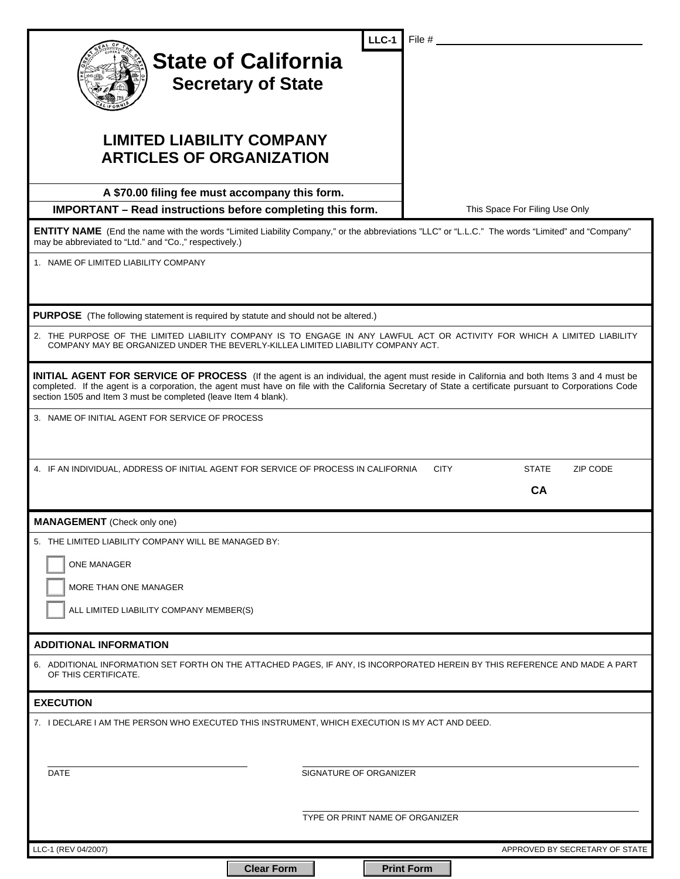LLC-1 File #

# State of California
## Secretary of State

## LIMITED LIABILITY COMPANY ARTICLES OF ORGANIZATION

**A $70.00 filing fee must accompany this form.**

**IMPORTANT – Read instructions before completing this form.**

This Space For Filing Use Only

**ENTITY NAME** (End the name with the words "Limited Liability Company," or the abbreviations "LLC" or "L.L.C." The words "Limited" and "Company" may be abbreviated to "Ltd." and "Co.," respectively.)

1. NAME OF LIMITED LIABILITY COMPANY

**PURPOSE** (The following statement is required by statute and should not be altered.)

2. THE PURPOSE OF THE LIMITED LIABILITY COMPANY IS TO ENGAGE IN ANY LAWFUL ACT OR ACTIVITY FOR WHICH A LIMITED LIABILITY COMPANY MAY BE ORGANIZED UNDER THE BEVERLY-KILLEA LIMITED LIABILITY COMPANY ACT.

**INITIAL AGENT FOR SERVICE OF PROCESS** (If the agent is an individual, the agent must reside in California and both Items 3 and 4 must be completed. If the agent is a corporation, the agent must have on file with the California Secretary of State a certificate pursuant to Corporations Code section 1505 and Item 3 must be completed (leave Item 4 blank).

3. NAME OF INITIAL AGENT FOR SERVICE OF PROCESS

4. IF AN INDIVIDUAL, ADDRESS OF INITIAL AGENT FOR SERVICE OF PROCESS IN CALIFORNIA CITY STATE ZIP CODE

CA

**MANAGEMENT** (Check only one)

5. THE LIMITED LIABILITY COMPANY WILL BE MANAGED BY:

- ☐ ONE MANAGER
- ☐ MORE THAN ONE MANAGER
- ☐ ALL LIMITED LIABILITY COMPANY MEMBER(S)

**ADDITIONAL INFORMATION**

6. ADDITIONAL INFORMATION SET FORTH ON THE ATTACHED PAGES, IF ANY, IS INCORPORATED HEREIN BY THIS REFERENCE AND MADE A PART OF THIS CERTIFICATE.

**EXECUTION**

7. I DECLARE I AM THE PERSON WHO EXECUTED THIS INSTRUMENT, WHICH EXECUTION IS MY ACT AND DEED.

DATE ____________________ SIGNATURE OF ORGANIZER ____________________

TYPE OR PRINT NAME OF ORGANIZER ____________________

LLC-1 (REV 04/2007) APPROVED BY SECRETARY OF STATE

Clear Form Print Form